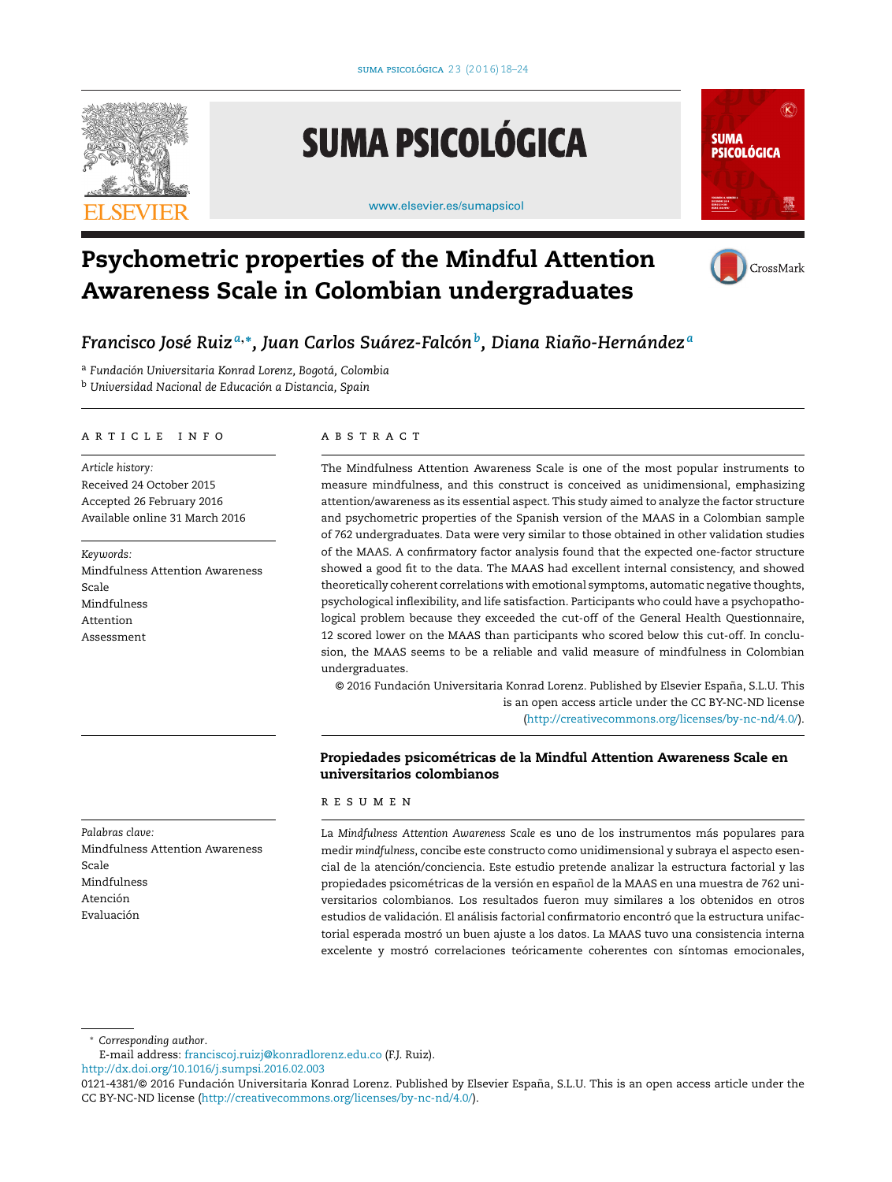# Psychometric properties of the Mindful Attention Awareness Scale in Colombian undergraduates

*Francisco José Ruiz*[a,*], *Juan Carlos Suárez-Falcón*[b], *Diana Riaño-Hernández*[a]

[a] *Fundación Universitaria Konrad Lorenz, Bogotá, Colombia*
[b] *Universidad Nacional de Educación a Distancia, Spain*

## ARTICLE INFO

*Article history:*
Received 24 October 2015
Accepted 26 February 2016
Available online 31 March 2016

*Keywords:*
Mindfulness Attention Awareness Scale
Mindfulness
Attention
Assessment

## ABSTRACT

The Mindfulness Attention Awareness Scale is one of the most popular instruments to measure mindfulness, and this construct is conceived as unidimensional, emphasizing attention/awareness as its essential aspect. This study aimed to analyze the factor structure and psychometric properties of the Spanish version of the MAAS in a Colombian sample of 762 undergraduates. Data were very similar to those obtained in other validation studies of the MAAS. A confirmatory factor analysis found that the expected one-factor structure showed a good fit to the data. The MAAS had excellent internal consistency, and showed theoretically coherent correlations with emotional symptoms, automatic negative thoughts, psychological inflexibility, and life satisfaction. Participants who could have a psychopathological problem because they exceeded the cut-off of the General Health Questionnaire, 12 scored lower on the MAAS than participants who scored below this cut-off. In conclusion, the MAAS seems to be a reliable and valid measure of mindfulness in Colombian undergraduates.

© 2016 Fundación Universitaria Konrad Lorenz. Published by Elsevier España, S.L.U. This is an open access article under the CC BY-NC-ND license (http://creativecommons.org/licenses/by-nc-nd/4.0/).

## Propiedades psicométricas de la Mindful Attention Awareness Scale en universitarios colombianos

*Palabras clave:*
Mindfulness Attention Awareness Scale
Mindfulness
Atención
Evaluación

## RESUMEN

La *Mindfulness Attention Awareness Scale* es uno de los instrumentos más populares para medir *mindfulness*, concibe este constructo como unidimensional y subraya el aspecto esencial de la atención/conciencia. Este estudio pretende analizar la estructura factorial y las propiedades psicométricas de la versión en español de la MAAS en una muestra de 762 universitarios colombianos. Los resultados fueron muy similares a los obtenidos en otros estudios de validación. El análisis factorial confirmatorio encontró que la estructura unifactorial esperada mostró un buen ajuste a los datos. La MAAS tuvo una consistencia interna excelente y mostró correlaciones teóricamente coherentes con síntomas emocionales,

\* *Corresponding author.*
E-mail address: franciscoj.ruizj@konradlorenz.edu.co (F.J. Ruiz).

http://dx.doi.org/10.1016/j.sumpsi.2016.02.003
0121-4381/© 2016 Fundación Universitaria Konrad Lorenz. Published by Elsevier España, S.L.U. This is an open access article under the CC BY-NC-ND license (http://creativecommons.org/licenses/by-nc-nd/4.0/).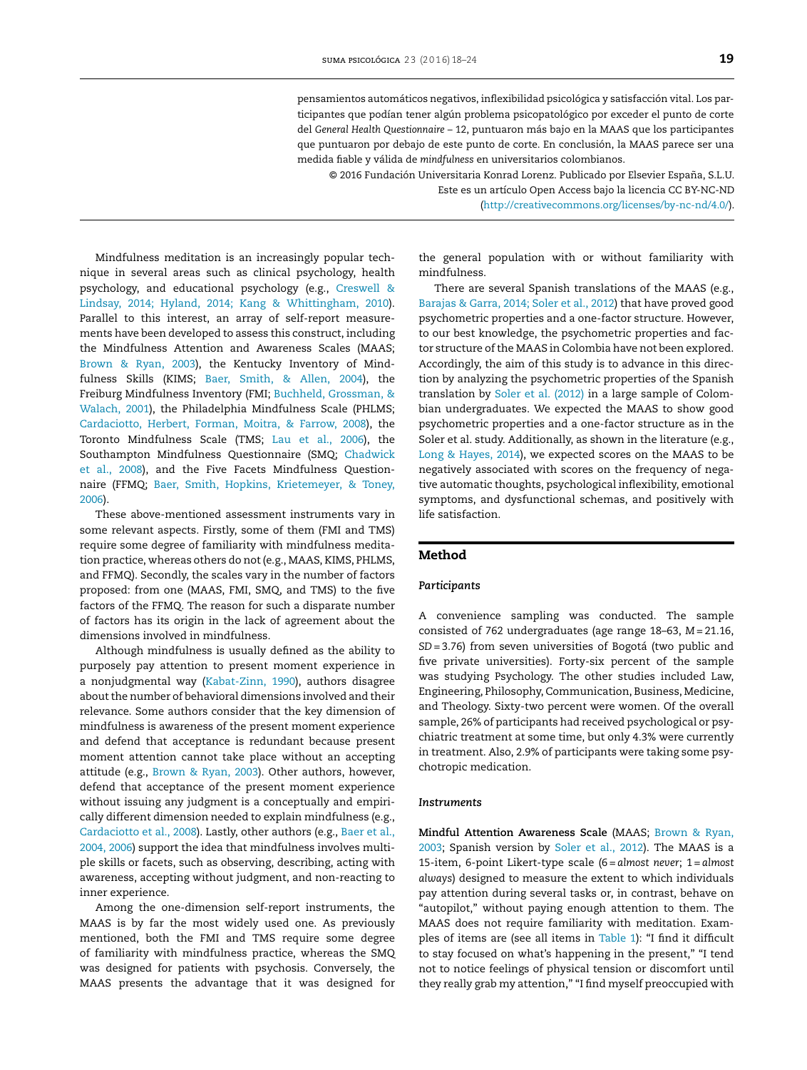pensamientos automáticos negativos, inflexibilidad psicológica y satisfacción vital. Los participantes que podían tener algún problema psicopatológico por exceder el punto de corte del *General Health Questionnaire* – 12, puntuaron más bajo en la MAAS que los participantes que puntuaron por debajo de este punto de corte. En conclusión, la MAAS parece ser una medida fiable y válida de *mindfulness* en universitarios colombianos.

© 2016 Fundación Universitaria Konrad Lorenz. Publicado por Elsevier España, S.L.U. Este es un artículo Open Access bajo la licencia CC BY-NC-ND (http://creativecommons.org/licenses/by-nc-nd/4.0/).

Mindfulness meditation is an increasingly popular technique in several areas such as clinical psychology, health psychology, and educational psychology (e.g., Creswell & Lindsay, 2014; Hyland, 2014; Kang & Whittingham, 2010). Parallel to this interest, an array of self-report measurements have been developed to assess this construct, including the Mindfulness Attention and Awareness Scales (MAAS; Brown & Ryan, 2003), the Kentucky Inventory of Mindfulness Skills (KIMS; Baer, Smith, & Allen, 2004), the Freiburg Mindfulness Inventory (FMI; Buchheld, Grossman, & Walach, 2001), the Philadelphia Mindfulness Scale (PHLMS; Cardaciotto, Herbert, Forman, Moitra, & Farrow, 2008), the Toronto Mindfulness Scale (TMS; Lau et al., 2006), the Southampton Mindfulness Questionnaire (SMQ; Chadwick et al., 2008), and the Five Facets Mindfulness Questionnaire (FFMQ; Baer, Smith, Hopkins, Krietemeyer, & Toney, 2006).

These above-mentioned assessment instruments vary in some relevant aspects. Firstly, some of them (FMI and TMS) require some degree of familiarity with mindfulness meditation practice, whereas others do not (e.g., MAAS, KIMS, PHLMS, and FFMQ). Secondly, the scales vary in the number of factors proposed: from one (MAAS, FMI, SMQ, and TMS) to the five factors of the FFMQ. The reason for such a disparate number of factors has its origin in the lack of agreement about the dimensions involved in mindfulness.

Although mindfulness is usually defined as the ability to purposely pay attention to present moment experience in a nonjudgmental way (Kabat-Zinn, 1990), authors disagree about the number of behavioral dimensions involved and their relevance. Some authors consider that the key dimension of mindfulness is awareness of the present moment experience and defend that acceptance is redundant because present moment attention cannot take place without an accepting attitude (e.g., Brown & Ryan, 2003). Other authors, however, defend that acceptance of the present moment experience without issuing any judgment is a conceptually and empirically different dimension needed to explain mindfulness (e.g., Cardaciotto et al., 2008). Lastly, other authors (e.g., Baer et al., 2004, 2006) support the idea that mindfulness involves multiple skills or facets, such as observing, describing, acting with awareness, accepting without judgment, and non-reacting to inner experience.

Among the one-dimension self-report instruments, the MAAS is by far the most widely used one. As previously mentioned, both the FMI and TMS require some degree of familiarity with mindfulness practice, whereas the SMQ was designed for patients with psychosis. Conversely, the MAAS presents the advantage that it was designed for the general population with or without familiarity with mindfulness.

There are several Spanish translations of the MAAS (e.g., Barajas & Garra, 2014; Soler et al., 2012) that have proved good psychometric properties and a one-factor structure. However, to our best knowledge, the psychometric properties and factor structure of the MAAS in Colombia have not been explored. Accordingly, the aim of this study is to advance in this direction by analyzing the psychometric properties of the Spanish translation by Soler et al. (2012) in a large sample of Colombian undergraduates. We expected the MAAS to show good psychometric properties and a one-factor structure as in the Soler et al. study. Additionally, as shown in the literature (e.g., Long & Hayes, 2014), we expected scores on the MAAS to be negatively associated with scores on the frequency of negative automatic thoughts, psychological inflexibility, emotional symptoms, and dysfunctional schemas, and positively with life satisfaction.

## Method

### Participants

A convenience sampling was conducted. The sample consisted of 762 undergraduates (age range 18–63, $M = 21.16$, $SD = 3.76$) from seven universities of Bogotá (two public and five private universities). Forty-six percent of the sample was studying Psychology. The other studies included Law, Engineering, Philosophy, Communication, Business, Medicine, and Theology. Sixty-two percent were women. Of the overall sample, 26% of participants had received psychological or psychiatric treatment at some time, but only 4.3% were currently in treatment. Also, 2.9% of participants were taking some psychotropic medication.

### Instruments

**Mindful Attention Awareness Scale** (MAAS; Brown & Ryan, 2003; Spanish version by Soler et al., 2012). The MAAS is a 15-item, 6-point Likert-type scale (6 = *almost never*; 1 = *almost always*) designed to measure the extent to which individuals pay attention during several tasks or, in contrast, behave on "autopilot," without paying enough attention to them. The MAAS does not require familiarity with meditation. Examples of items are (see all items in Table 1): "I find it difficult to stay focused on what's happening in the present," "I tend not to notice feelings of physical tension or discomfort until they really grab my attention," "I find myself preoccupied with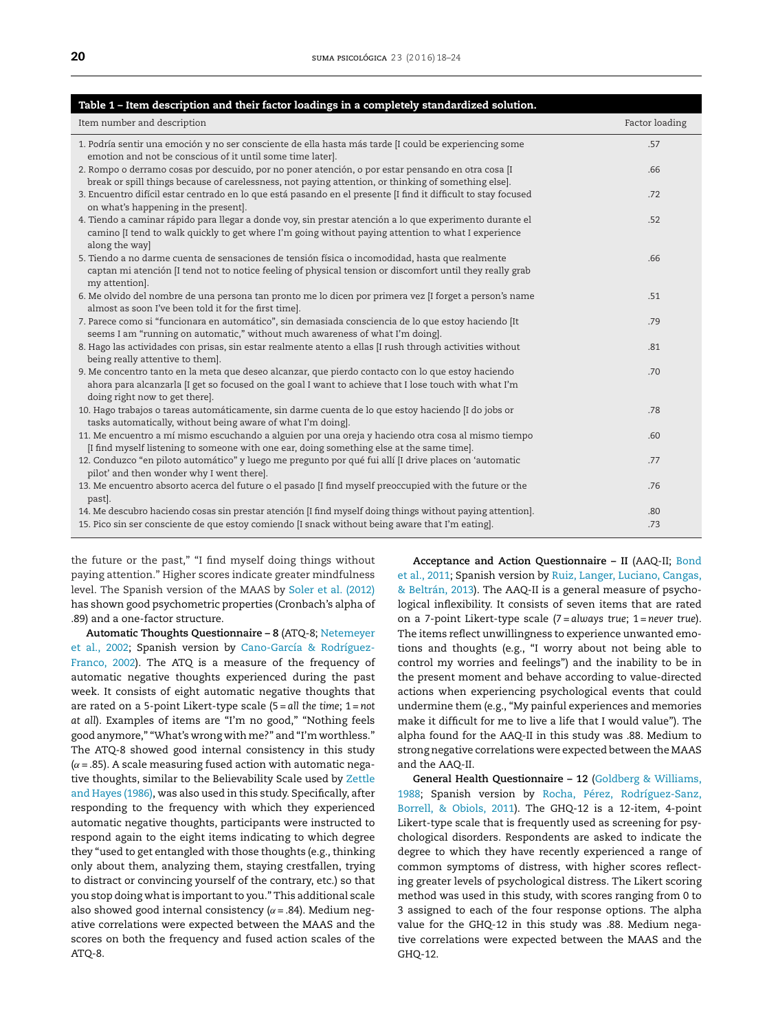**Table 1 – Item description and their factor loadings in a completely standardized solution.**

| Item number and description | Factor loading |
|---|---|
| 1. Podría sentir una emoción y no ser consciente de ella hasta más tarde [I could be experiencing some emotion and not be conscious of it until some time later]. | .57 |
| 2. Rompo o derramo cosas por descuido, por no poner atención, o por estar pensando en otra cosa [I break or spill things because of carelessness, not paying attention, or thinking of something else]. | .66 |
| 3. Encuentro difícil estar centrado en lo que está pasando en el presente [I find it difficult to stay focused on what's happening in the present]. | .72 |
| 4. Tiendo a caminar rápido para llegar a donde voy, sin prestar atención a lo que experimento durante el camino [I tend to walk quickly to get where I'm going without paying attention to what I experience along the way] | .52 |
| 5. Tiendo a no darme cuenta de sensaciones de tensión física o incomodidad, hasta que realmente captan mi atención [I tend not to notice feeling of physical tension or discomfort until they really grab my attention]. | .66 |
| 6. Me olvido del nombre de una persona tan pronto me lo dicen por primera vez [I forget a person's name almost as soon I've been told it for the first time]. | .51 |
| 7. Parece como si "funcionara en automático", sin demasiada consciencia de lo que estoy haciendo [It seems I am "running on automatic," without much awareness of what I'm doing]. | .79 |
| 8. Hago las actividades con prisas, sin estar realmente atento a ellas [I rush through activities without being really attentive to them]. | .81 |
| 9. Me concentro tanto en la meta que deseo alcanzar, que pierdo contacto con lo que estoy haciendo ahora para alcanzarla [I get so focused on the goal I want to achieve that I lose touch with what I'm doing right now to get there]. | .70 |
| 10. Hago trabajos o tareas automáticamente, sin darme cuenta de lo que estoy haciendo [I do jobs or tasks automatically, without being aware of what I'm doing]. | .78 |
| 11. Me encuentro a mí mismo escuchando a alguien por una oreja y haciendo otra cosa al mismo tiempo [I find myself listening to someone with one ear, doing something else at the same time]. | .60 |
| 12. Conduzco "en piloto automático" y luego me pregunto por qué fui allí [I drive places on 'automatic pilot' and then wonder why I went there]. | .77 |
| 13. Me encuentro absorto acerca del future o el pasado [I find myself preoccupied with the future or the past]. | .76 |
| 14. Me descubro haciendo cosas sin prestar atención [I find myself doing things without paying attention]. | .80 |
| 15. Pico sin ser consciente de que estoy comiendo [I snack without being aware that I'm eating]. | .73 |

the future or the past," "I find myself doing things without paying attention." Higher scores indicate greater mindfulness level. The Spanish version of the MAAS by Soler et al. (2012) has shown good psychometric properties (Cronbach's alpha of .89) and a one-factor structure.

**Automatic Thoughts Questionnaire – 8** (ATQ-8; Netemeyer et al., 2002; Spanish version by Cano-García & Rodríguez-Franco, 2002). The ATQ is a measure of the frequency of automatic negative thoughts experienced during the past week. It consists of eight automatic negative thoughts that are rated on a 5-point Likert-type scale (5 = *all the time*; 1 = *not at all*). Examples of items are "I'm no good," "Nothing feels good anymore," "What's wrong with me?" and "I'm worthless." The ATQ-8 showed good internal consistency in this study ($\alpha$ = .85). A scale measuring fused action with automatic negative thoughts, similar to the Believability Scale used by Zettle and Hayes (1986), was also used in this study. Specifically, after responding to the frequency with which they experienced automatic negative thoughts, participants were instructed to respond again to the eight items indicating to which degree they "used to get entangled with those thoughts (e.g., thinking only about them, analyzing them, staying crestfallen, trying to distract or convincing yourself of the contrary, etc.) so that you stop doing what is important to you." This additional scale also showed good internal consistency ($\alpha$ = .84). Medium negative correlations were expected between the MAAS and the scores on both the frequency and fused action scales of the ATQ-8.

**Acceptance and Action Questionnaire – II** (AAQ-II; Bond et al., 2011; Spanish version by Ruiz, Langer, Luciano, Cangas, & Beltrán, 2013). The AAQ-II is a general measure of psychological inflexibility. It consists of seven items that are rated on a 7-point Likert-type scale (7 = *always true*; 1 = *never true*). The items reflect unwillingness to experience unwanted emotions and thoughts (e.g., "I worry about not being able to control my worries and feelings") and the inability to be in the present moment and behave according to value-directed actions when experiencing psychological events that could undermine them (e.g., "My painful experiences and memories make it difficult for me to live a life that I would value"). The alpha found for the AAQ-II in this study was .88. Medium to strong negative correlations were expected between the MAAS and the AAQ-II.

**General Health Questionnaire – 12** (Goldberg & Williams, 1988; Spanish version by Rocha, Pérez, Rodríguez-Sanz, Borrell, & Obiols, 2011). The GHQ-12 is a 12-item, 4-point Likert-type scale that is frequently used as screening for psychological disorders. Respondents are asked to indicate the degree to which they have recently experienced a range of common symptoms of distress, with higher scores reflecting greater levels of psychological distress. The Likert scoring method was used in this study, with scores ranging from 0 to 3 assigned to each of the four response options. The alpha value for the GHQ-12 in this study was .88. Medium negative correlations were expected between the MAAS and the GHQ-12.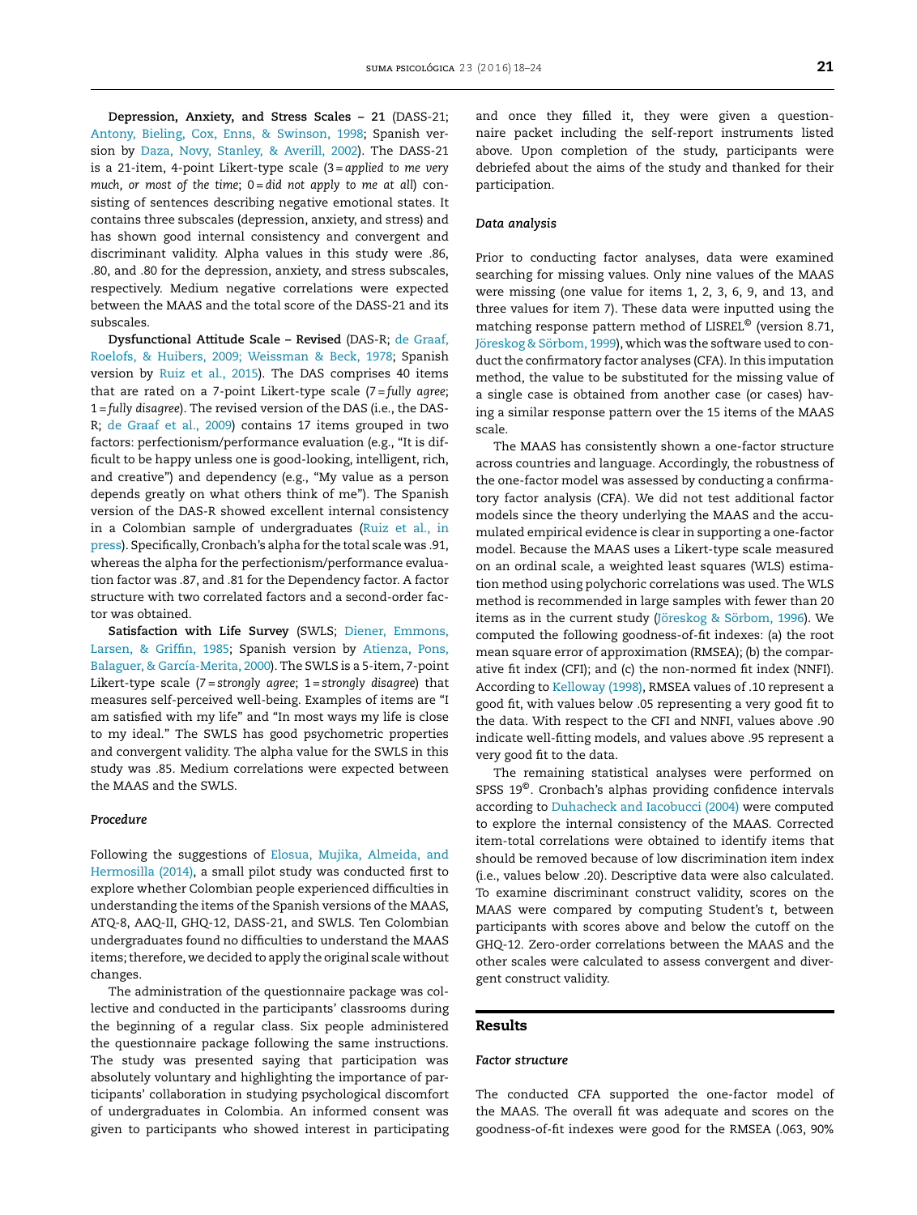**Depression, Anxiety, and Stress Scales – 21** (DASS-21; Antony, Bieling, Cox, Enns, & Swinson, 1998; Spanish version by Daza, Novy, Stanley, & Averill, 2002). The DASS-21 is a 21-item, 4-point Likert-type scale (3 = *applied to me very much, or most of the time*; 0 = *did not apply to me at all*) consisting of sentences describing negative emotional states. It contains three subscales (depression, anxiety, and stress) and has shown good internal consistency and convergent and discriminant validity. Alpha values in this study were .86, .80, and .80 for the depression, anxiety, and stress subscales, respectively. Medium negative correlations were expected between the MAAS and the total score of the DASS-21 and its subscales.

**Dysfunctional Attitude Scale – Revised** (DAS-R; de Graaf, Roelofs, & Huibers, 2009; Weissman & Beck, 1978; Spanish version by Ruiz et al., 2015). The DAS comprises 40 items that are rated on a 7-point Likert-type scale (7 = *fully agree*; 1 = *fully disagree*). The revised version of the DAS (i.e., the DAS-R; de Graaf et al., 2009) contains 17 items grouped in two factors: perfectionism/performance evaluation (e.g., "It is difficult to be happy unless one is good-looking, intelligent, rich, and creative") and dependency (e.g., "My value as a person depends greatly on what others think of me"). The Spanish version of the DAS-R showed excellent internal consistency in a Colombian sample of undergraduates (Ruiz et al., in press). Specifically, Cronbach's alpha for the total scale was .91, whereas the alpha for the perfectionism/performance evaluation factor was .87, and .81 for the Dependency factor. A factor structure with two correlated factors and a second-order factor was obtained.

**Satisfaction with Life Survey** (SWLS; Diener, Emmons, Larsen, & Griffin, 1985; Spanish version by Atienza, Pons, Balaguer, & García-Merita, 2000). The SWLS is a 5-item, 7-point Likert-type scale (7 = *strongly agree*; 1 = *strongly disagree*) that measures self-perceived well-being. Examples of items are "I am satisfied with my life" and "In most ways my life is close to my ideal." The SWLS has good psychometric properties and convergent validity. The alpha value for the SWLS in this study was .85. Medium correlations were expected between the MAAS and the SWLS.

### *Procedure*

Following the suggestions of Elosua, Mujika, Almeida, and Hermosilla (2014), a small pilot study was conducted first to explore whether Colombian people experienced difficulties in understanding the items of the Spanish versions of the MAAS, ATQ-8, AAQ-II, GHQ-12, DASS-21, and SWLS. Ten Colombian undergraduates found no difficulties to understand the MAAS items; therefore, we decided to apply the original scale without changes.

The administration of the questionnaire package was collective and conducted in the participants' classrooms during the beginning of a regular class. Six people administered the questionnaire package following the same instructions. The study was presented saying that participation was absolutely voluntary and highlighting the importance of participants' collaboration in studying psychological discomfort of undergraduates in Colombia. An informed consent was given to participants who showed interest in participating and once they filled it, they were given a questionnaire packet including the self-report instruments listed above. Upon completion of the study, participants were debriefed about the aims of the study and thanked for their participation.

### *Data analysis*

Prior to conducting factor analyses, data were examined searching for missing values. Only nine values of the MAAS were missing (one value for items 1, 2, 3, 6, 9, and 13, and three values for item 7). These data were inputted using the matching response pattern method of LISREL© (version 8.71, Jöreskog & Sörbom, 1999), which was the software used to conduct the confirmatory factor analyses (CFA). In this imputation method, the value to be substituted for the missing value of a single case is obtained from another case (or cases) having a similar response pattern over the 15 items of the MAAS scale.

The MAAS has consistently shown a one-factor structure across countries and language. Accordingly, the robustness of the one-factor model was assessed by conducting a confirmatory factor analysis (CFA). We did not test additional factor models since the theory underlying the MAAS and the accumulated empirical evidence is clear in supporting a one-factor model. Because the MAAS uses a Likert-type scale measured on an ordinal scale, a weighted least squares (WLS) estimation method using polychoric correlations was used. The WLS method is recommended in large samples with fewer than 20 items as in the current study (Jöreskog & Sörbom, 1996). We computed the following goodness-of-fit indexes: (a) the root mean square error of approximation (RMSEA); (b) the comparative fit index (CFI); and (c) the non-normed fit index (NNFI). According to Kelloway (1998), RMSEA values of .10 represent a good fit, with values below .05 representing a very good fit to the data. With respect to the CFI and NNFI, values above .90 indicate well-fitting models, and values above .95 represent a very good fit to the data.

The remaining statistical analyses were performed on SPSS 19©. Cronbach's alphas providing confidence intervals according to Duhacheck and Iacobucci (2004) were computed to explore the internal consistency of the MAAS. Corrected item-total correlations were obtained to identify items that should be removed because of low discrimination item index (i.e., values below .20). Descriptive data were also calculated. To examine discriminant construct validity, scores on the MAAS were compared by computing Student's *t*, between participants with scores above and below the cutoff on the GHQ-12. Zero-order correlations between the MAAS and the other scales were calculated to assess convergent and divergent construct validity.

## Results

### *Factor structure*

The conducted CFA supported the one-factor model of the MAAS. The overall fit was adequate and scores on the goodness-of-fit indexes were good for the RMSEA (.063, 90%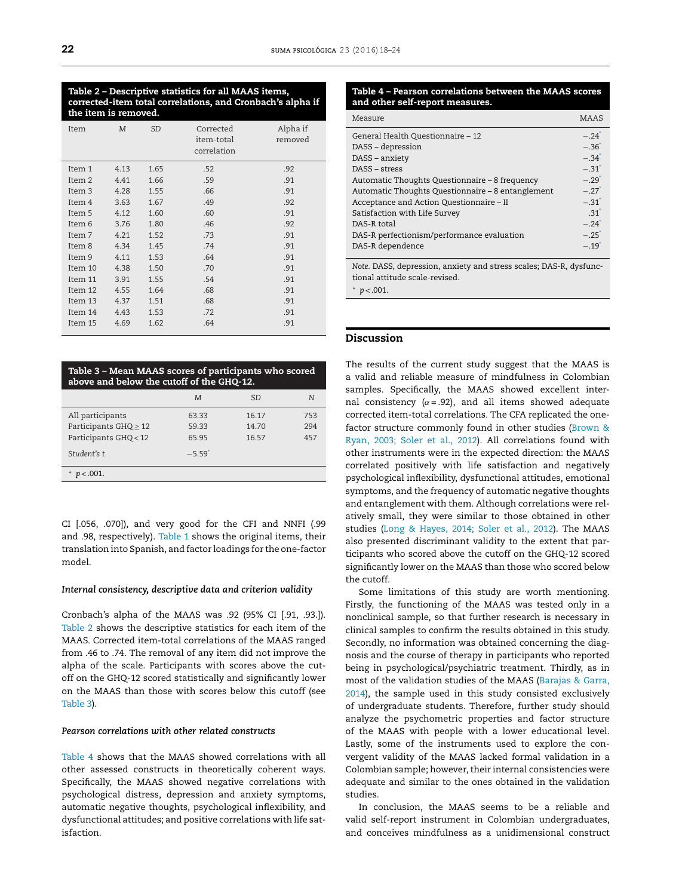**Table 2 – Descriptive statistics for all MAAS items, corrected-item total correlations, and Cronbach's alpha if the item is removed.**

| Item | M | SD | Corrected item-total correlation | Alpha if removed |
|---|---|---|---|---|
| Item 1 | 4.13 | 1.65 | .52 | .92 |
| Item 2 | 4.41 | 1.66 | .59 | .91 |
| Item 3 | 4.28 | 1.55 | .66 | .91 |
| Item 4 | 3.63 | 1.67 | .49 | .92 |
| Item 5 | 4.12 | 1.60 | .60 | .91 |
| Item 6 | 3.76 | 1.80 | .46 | .92 |
| Item 7 | 4.21 | 1.52 | .73 | .91 |
| Item 8 | 4.34 | 1.45 | .74 | .91 |
| Item 9 | 4.11 | 1.53 | .64 | .91 |
| Item 10 | 4.38 | 1.50 | .70 | .91 |
| Item 11 | 3.91 | 1.55 | .54 | .91 |
| Item 12 | 4.55 | 1.64 | .68 | .91 |
| Item 13 | 4.37 | 1.51 | .68 | .91 |
| Item 14 | 4.43 | 1.53 | .72 | .91 |
| Item 15 | 4.69 | 1.62 | .64 | .91 |

**Table 3 – Mean MAAS scores of participants who scored above and below the cutoff of the GHQ-12.**

| | M | SD | N |
|---|---|---|---|
| All participants | 63.33 | 16.17 | 753 |
| Participants GHQ ≥ 12 | 59.33 | 14.70 | 294 |
| Participants GHQ < 12 | 65.95 | 16.57 | 457 |
| *Student's t* | −5.59* | | |

* $p < .001$.

CI [.056, .070]), and very good for the CFI and NNFI (.99 and .98, respectively). Table 1 shows the original items, their translation into Spanish, and factor loadings for the one-factor model.

### *Internal consistency, descriptive data and criterion validity*

Cronbach's alpha of the MAAS was .92 (95% CI [.91, .93.]). Table 2 shows the descriptive statistics for each item of the MAAS. Corrected item-total correlations of the MAAS ranged from .46 to .74. The removal of any item did not improve the alpha of the scale. Participants with scores above the cutoff on the GHQ-12 scored statistically and significantly lower on the MAAS than those with scores below this cutoff (see Table 3).

### *Pearson correlations with other related constructs*

Table 4 shows that the MAAS showed correlations with all other assessed constructs in theoretically coherent ways. Specifically, the MAAS showed negative correlations with psychological distress, depression and anxiety symptoms, automatic negative thoughts, psychological inflexibility, and dysfunctional attitudes; and positive correlations with life satisfaction.

**Table 4 – Pearson correlations between the MAAS scores and other self-report measures.**

| Measure | MAAS |
|---|---|
| General Health Questionnaire – 12 | −.24* |
| DASS – depression | −.36* |
| DASS – anxiety | −.34* |
| DASS – stress | −.31* |
| Automatic Thoughts Questionnaire – 8 frequency | −.29* |
| Automatic Thoughts Questionnaire – 8 entanglement | −.27* |
| Acceptance and Action Questionnaire – II | −.31* |
| Satisfaction with Life Survey | .31* |
| DAS-R total | −.24* |
| DAS-R perfectionism/performance evaluation | −.25* |
| DAS-R dependence | −.19* |

*Note.* DASS, depression, anxiety and stress scales; DAS-R, dysfunctional attitude scale-revised.

* $p < .001$.

## Discussion

The results of the current study suggest that the MAAS is a valid and reliable measure of mindfulness in Colombian samples. Specifically, the MAAS showed excellent internal consistency ($\alpha = .92$), and all items showed adequate corrected item-total correlations. The CFA replicated the one-factor structure commonly found in other studies (Brown & Ryan, 2003; Soler et al., 2012). All correlations found with other instruments were in the expected direction: the MAAS correlated positively with life satisfaction and negatively psychological inflexibility, dysfunctional attitudes, emotional symptoms, and the frequency of automatic negative thoughts and entanglement with them. Although correlations were relatively small, they were similar to those obtained in other studies (Long & Hayes, 2014; Soler et al., 2012). The MAAS also presented discriminant validity to the extent that participants who scored above the cutoff on the GHQ-12 scored significantly lower on the MAAS than those who scored below the cutoff.

Some limitations of this study are worth mentioning. Firstly, the functioning of the MAAS was tested only in a nonclinical sample, so that further research is necessary in clinical samples to confirm the results obtained in this study. Secondly, no information was obtained concerning the diagnosis and the course of therapy in participants who reported being in psychological/psychiatric treatment. Thirdly, as in most of the validation studies of the MAAS (Barajas & Garra, 2014), the sample used in this study consisted exclusively of undergraduate students. Therefore, further study should analyze the psychometric properties and factor structure of the MAAS with people with a lower educational level. Lastly, some of the instruments used to explore the convergent validity of the MAAS lacked formal validation in a Colombian sample; however, their internal consistencies were adequate and similar to the ones obtained in the validation studies.

In conclusion, the MAAS seems to be a reliable and valid self-report instrument in Colombian undergraduates, and conceives mindfulness as a unidimensional construct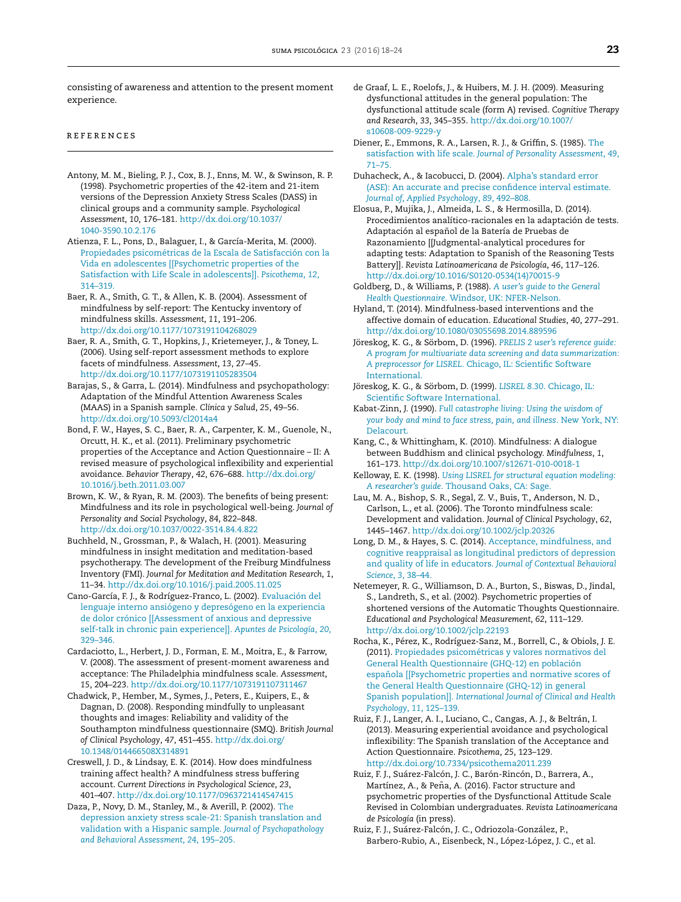consisting of awareness and attention to the present moment experience.

## REFERENCES

Antony, M. M., Bieling, P. J., Cox, B. J., Enns, M. W., & Swinson, R. P. (1998). Psychometric properties of the 42-item and 21-item versions of the Depression Anxiety Stress Scales (DASS) in clinical groups and a community sample. *Psychological Assessment*, *10*, 176–181. http://dx.doi.org/10.1037/1040-3590.10.2.176

Atienza, F. L., Pons, D., Balaguer, I., & García-Merita, M. (2000). Propiedades psicométricas de la Escala de Satisfacción con la Vida en adolescentes [[Psychometric properties of the Satisfaction with Life Scale in adolescents]]. *Psicothema*, *12*, 314–319.

Baer, R. A., Smith, G. T., & Allen, K. B. (2004). Assessment of mindfulness by self-report: The Kentucky inventory of mindfulness skills. *Assessment*, *11*, 191–206. http://dx.doi.org/10.1177/1073191104268029

Baer, R. A., Smith, G. T., Hopkins, J., Krietemeyer, J., & Toney, L. (2006). Using self-report assessment methods to explore facets of mindfulness. *Assessment*, *13*, 27–45. http://dx.doi.org/10.1177/1073191105283504

Barajas, S., & Garra, L. (2014). Mindfulness and psychopathology: Adaptation of the Mindful Attention Awareness Scales (MAAS) in a Spanish sample. *Clínica y Salud*, *25*, 49–56. http://dx.doi.org/10.5093/cl2014a4

Bond, F. W., Hayes, S. C., Baer, R. A., Carpenter, K. M., Guenole, N., Orcutt, H. K., et al. (2011). Preliminary psychometric properties of the Acceptance and Action Questionnaire – II: A revised measure of psychological inflexibility and experiential avoidance. *Behavior Therapy*, *42*, 676–688. http://dx.doi.org/10.1016/j.beth.2011.03.007

Brown, K. W., & Ryan, R. M. (2003). The benefits of being present: Mindfulness and its role in psychological well-being. *Journal of Personality and Social Psychology*, *84*, 822–848. http://dx.doi.org/10.1037/0022-3514.84.4.822

Buchheld, N., Grossman, P., & Walach, H. (2001). Measuring mindfulness in insight meditation and meditation-based psychotherapy. The development of the Freiburg Mindfulness Inventory (FMI). *Journal for Meditation and Meditation Research*, *1*, 11–34. http://dx.doi.org/10.1016/j.paid.2005.11.025

Cano-García, F. J., & Rodríguez-Franco, L. (2002). Evaluación del lenguaje interno ansiógeno y depresógeno en la experiencia de dolor crónico [[Assessment of anxious and depressive self-talk in chronic pain experience]]. *Apuntes de Psicología*, *20*, 329–346.

Cardaciotto, L., Herbert, J. D., Forman, E. M., Moitra, E., & Farrow, V. (2008). The assessment of present-moment awareness and acceptance: The Philadelphia mindfulness scale. *Assessment*, *15*, 204–223. http://dx.doi.org/10.1177/1073191107311467

Chadwick, P., Hember, M., Symes, J., Peters, E., Kuipers, E., & Dagnan, D. (2008). Responding mindfully to unpleasant thoughts and images: Reliability and validity of the Southampton mindfulness questionnaire (SMQ). *British Journal of Clinical Psychology*, *47*, 451–455. http://dx.doi.org/10.1348/014466508X314891

Creswell, J. D., & Lindsay, E. K. (2014). How does mindfulness training affect health? A mindfulness stress buffering account. *Current Directions in Psychological Science*, *23*, 401–407. http://dx.doi.org/10.1177/0963721414547415

Daza, P., Novy, D. M., Stanley, M., & Averill, P. (2002). The depression anxiety stress scale-21: Spanish translation and validation with a Hispanic sample. *Journal of Psychopathology and Behavioral Assessment*, *24*, 195–205.

de Graaf, L. E., Roelofs, J., & Huibers, M. J. H. (2009). Measuring dysfunctional attitudes in the general population: The dysfunctional attitude scale (form A) revised. *Cognitive Therapy and Research*, *33*, 345–355. http://dx.doi.org/10.1007/s10608-009-9229-y

Diener, E., Emmons, R. A., Larsen, R. J., & Griffin, S. (1985). The satisfaction with life scale. *Journal of Personality Assessment*, *49*, 71–75.

Duhacheck, A., & Iacobucci, D. (2004). Alpha's standard error (ASE): An accurate and precise confidence interval estimate. *Journal of, Applied Psychology*, *89*, 492–808.

Elosua, P., Mujika, J., Almeida, L. S., & Hermosilla, D. (2014). Procedimientos analítico-racionales en la adaptación de tests. Adaptación al español de la Batería de Pruebas de Razonamiento [[Judgmental-analytical procedures for adapting tests: Adaptation to Spanish of the Reasoning Tests Battery]]. *Revista Latinoamericana de Psicología*, *46*, 117–126. http://dx.doi.org/10.1016/S0120-0534(14)70015-9

Goldberg, D., & Williams, P. (1988). *A user's guide to the General Health Questionnaire*. Windsor, UK: NFER-Nelson.

Hyland, T. (2014). Mindfulness-based interventions and the affective domain of education. *Educational Studies*, *40*, 277–291. http://dx.doi.org/10.1080/03055698.2014.889596

Jöreskog, K. G., & Sörbom, D. (1996). *PRELIS 2 user's reference guide: A program for multivariate data screening and data summarization: A preprocessor for LISREL*. Chicago, IL: Scientific Software International.

Jöreskog, K. G., & Sörbom, D. (1999). *LISREL 8.30*. Chicago, IL: Scientific Software International.

Kabat-Zinn, J. (1990). *Full catastrophe living: Using the wisdom of your body and mind to face stress, pain, and illness*. New York, NY: Delacourt.

Kang, C., & Whittingham, K. (2010). Mindfulness: A dialogue between Buddhism and clinical psychology. *Mindfulness*, *1*, 161–173. http://dx.doi.org/10.1007/s12671-010-0018-1

Kelloway, E. K. (1998). *Using LISREL for structural equation modeling: A researcher's guide*. Thousand Oaks, CA: Sage.

Lau, M. A., Bishop, S. R., Segal, Z. V., Buis, T., Anderson, N. D., Carlson, L., et al. (2006). The Toronto mindfulness scale: Development and validation. *Journal of Clinical Psychology*, *62*, 1445–1467. http://dx.doi.org/10.1002/jclp.20326

Long, D. M., & Hayes, S. C. (2014). Acceptance, mindfulness, and cognitive reappraisal as longitudinal predictors of depression and quality of life in educators. *Journal of Contextual Behavioral Science*, *3*, 38–44.

Netemeyer, R. G., Williamson, D. A., Burton, S., Biswas, D., Jindal, S., Landreth, S., et al. (2002). Psychometric properties of shortened versions of the Automatic Thoughts Questionnaire. *Educational and Psychological Measurement*, *62*, 111–129. http://dx.doi.org/10.1002/jclp.22193

Rocha, K., Pérez, K., Rodríguez-Sanz, M., Borrell, C., & Obiols, J. E. (2011). Propiedades psicométricas y valores normativos del General Health Questionnaire (GHQ-12) en población española [[Psychometric properties and normative scores of the General Health Questionnaire (GHQ-12) in general Spanish population]]. *International Journal of Clinical and Health Psychology*, *11*, 125–139.

Ruiz, F. J., Langer, A. I., Luciano, C., Cangas, A. J., & Beltrán, I. (2013). Measuring experiential avoidance and psychological inflexibility: The Spanish translation of the Acceptance and Action Questionnaire. *Psicothema*, *25*, 123–129. http://dx.doi.org/10.7334/psicothema2011.239

Ruiz, F. J., Suárez-Falcón, J. C., Barón-Rincón, D., Barrera, A., Martínez, A., & Peña, A. (2016). Factor structure and psychometric properties of the Dysfunctional Attitude Scale Revised in Colombian undergraduates. *Revista Latinoamericana de Psicología* (in press).

Ruiz, F. J., Suárez-Falcón, J. C., Odriozola-González, P., Barbero-Rubio, A., Eisenbeck, N., López-López, J. C., et al.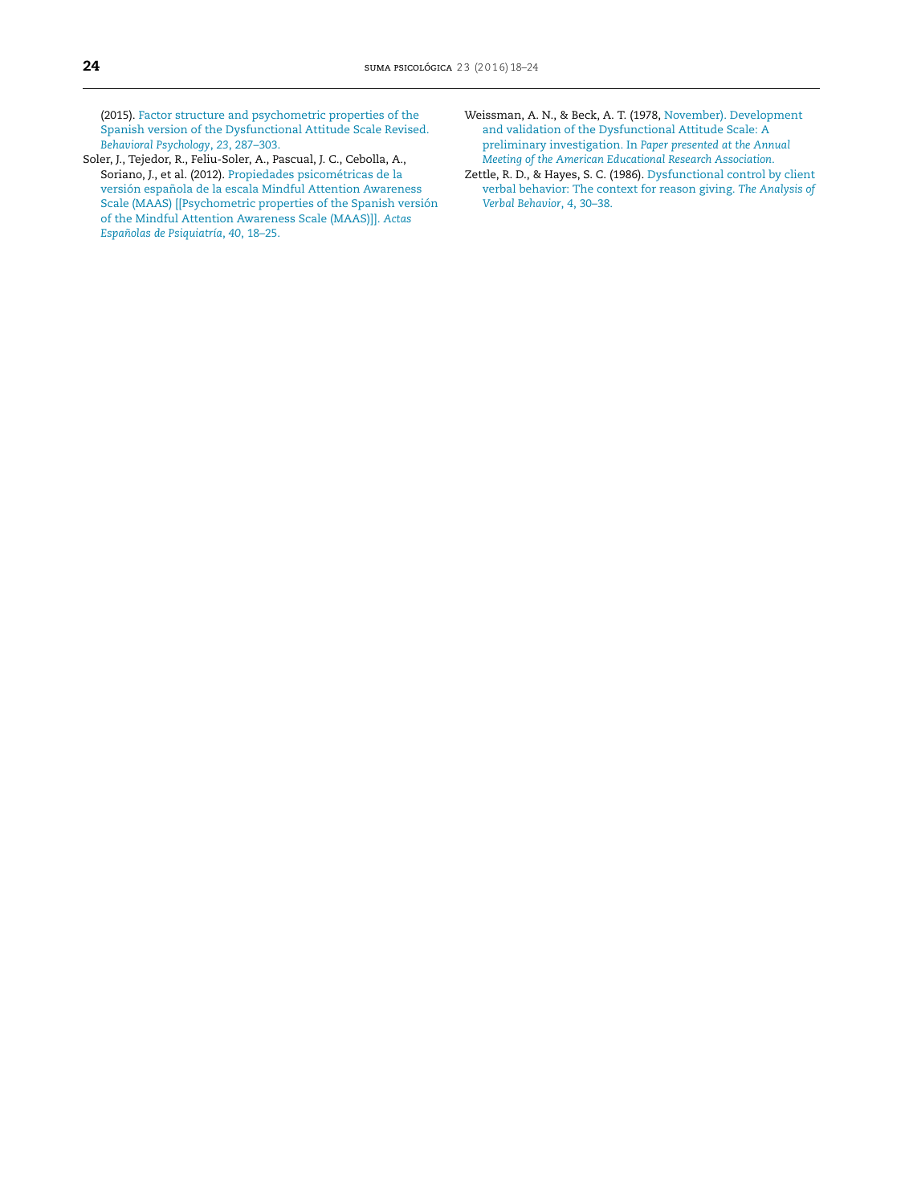(2015). Factor structure and psychometric properties of the Spanish version of the Dysfunctional Attitude Scale Revised. *Behavioral Psychology*, *23*, 287–303.

Soler, J., Tejedor, R., Feliu-Soler, A., Pascual, J. C., Cebolla, A., Soriano, J., et al. (2012). Propiedades psicométricas de la versión española de la escala Mindful Attention Awareness Scale (MAAS) [[Psychometric properties of the Spanish versión of the Mindful Attention Awareness Scale (MAAS)]]. *Actas Españolas de Psiquiatría*, *40*, 18–25.

Weissman, A. N., & Beck, A. T. (1978, November). Development and validation of the Dysfunctional Attitude Scale: A preliminary investigation. In *Paper presented at the Annual Meeting of the American Educational Research Association*.

Zettle, R. D., & Hayes, S. C. (1986). Dysfunctional control by client verbal behavior: The context for reason giving. *The Analysis of Verbal Behavior*, *4*, 30–38.